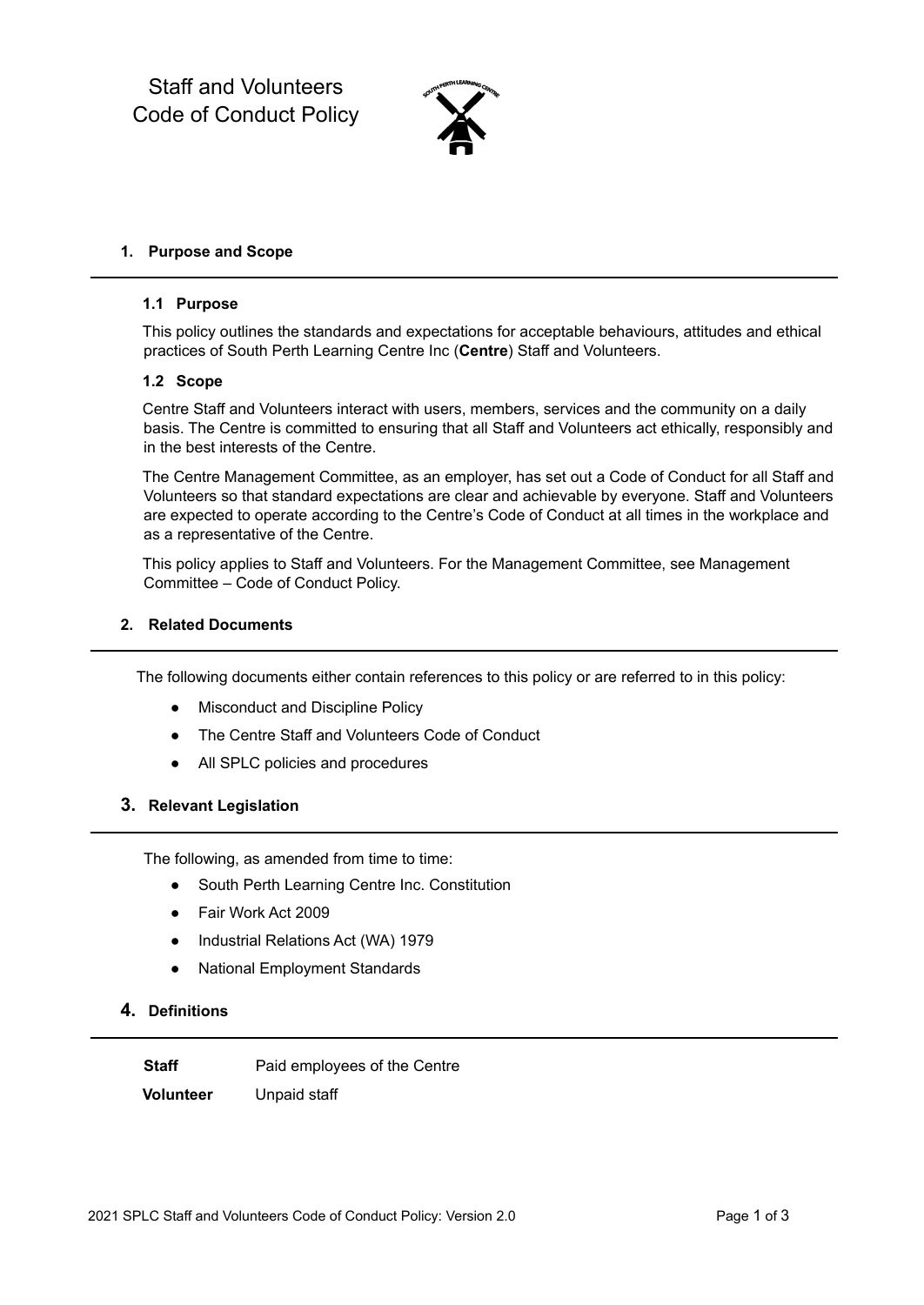# Staff and Volunteers Code of Conduct Policy

## 1. Purpose and Scope

### 1.1 Purpose

This policy outlines the standards and expectations for acceptable behaviours, attitudes and ethical practices of South Perth Learning Centre Inc (**Centre**) Staff and Volunteers.

### 1.2 Scope

Centre Staff and Volunteers interact with users, members, services and the community on a daily basis. The Centre is committed to ensuring that all Staff and Volunteers act ethically, responsibly and in the best interests of the Centre.

The Centre Management Committee, as an employer, has set out a Code of Conduct for all Staff and Volunteers so that standard expectations are clear and achievable by everyone. Staff and Volunteers are expected to operate according to the Centre's Code of Conduct at all times in the workplace and as a representative of the Centre.

This policy applies to Staff and Volunteers. For the Management Committee, see Management Committee – Code of Conduct Policy.

## 2. Related Documents

The following documents either contain references to this policy or are referred to in this policy:

- Misconduct and Discipline Policy
- The Centre Staff and Volunteers Code of Conduct
- All SPLC policies and procedures

## 3. Relevant Legislation

The following, as amended from time to time:

- South Perth Learning Centre Inc. Constitution
- Fair Work Act 2009
- Industrial Relations Act (WA) 1979
- National Employment Standards

## 4. Definitions

| | |
|---|---|
| **Staff** | Paid employees of the Centre |
| **Volunteer** | Unpaid staff |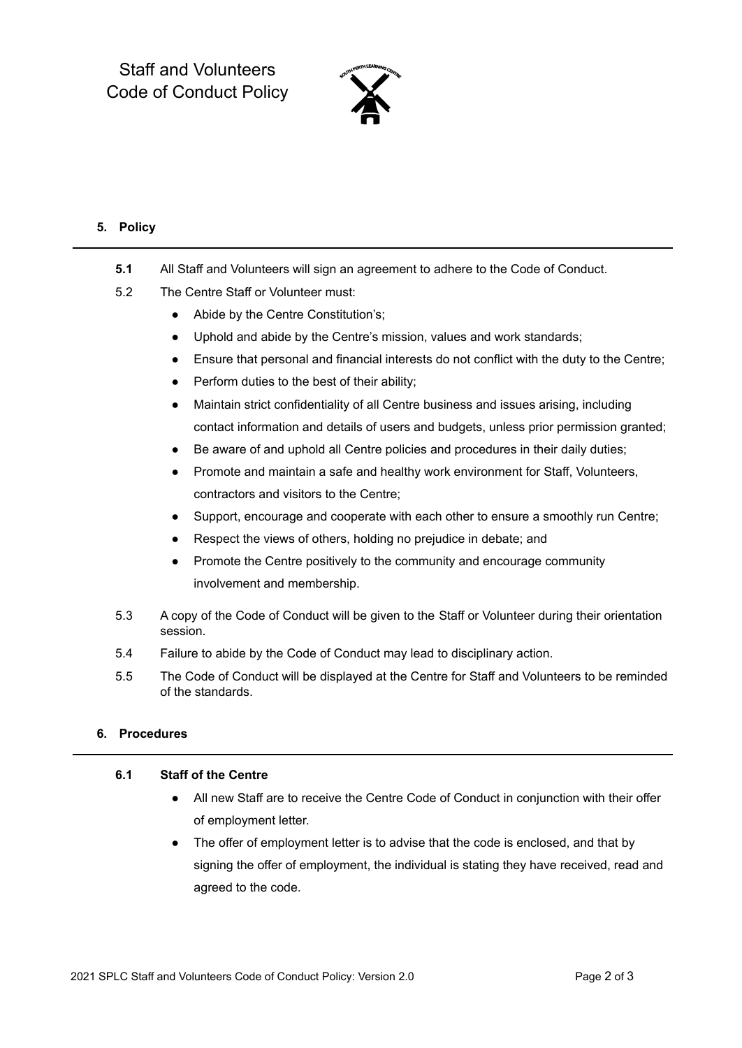## 5. Policy

**5.1** All Staff and Volunteers will sign an agreement to adhere to the Code of Conduct.

5.2 The Centre Staff or Volunteer must:

- Abide by the Centre Constitution's;
- Uphold and abide by the Centre's mission, values and work standards;
- Ensure that personal and financial interests do not conflict with the duty to the Centre;
- Perform duties to the best of their ability;
- Maintain strict confidentiality of all Centre business and issues arising, including contact information and details of users and budgets, unless prior permission granted;
- Be aware of and uphold all Centre policies and procedures in their daily duties;
- Promote and maintain a safe and healthy work environment for Staff, Volunteers, contractors and visitors to the Centre;
- Support, encourage and cooperate with each other to ensure a smoothly run Centre;
- Respect the views of others, holding no prejudice in debate; and
- Promote the Centre positively to the community and encourage community involvement and membership.

5.3 A copy of the Code of Conduct will be given to the Staff or Volunteer during their orientation session.

5.4 Failure to abide by the Code of Conduct may lead to disciplinary action.

5.5 The Code of Conduct will be displayed at the Centre for Staff and Volunteers to be reminded of the standards.

## 6. Procedures

### 6.1 Staff of the Centre

- All new Staff are to receive the Centre Code of Conduct in conjunction with their offer of employment letter.
- The offer of employment letter is to advise that the code is enclosed, and that by signing the offer of employment, the individual is stating they have received, read and agreed to the code.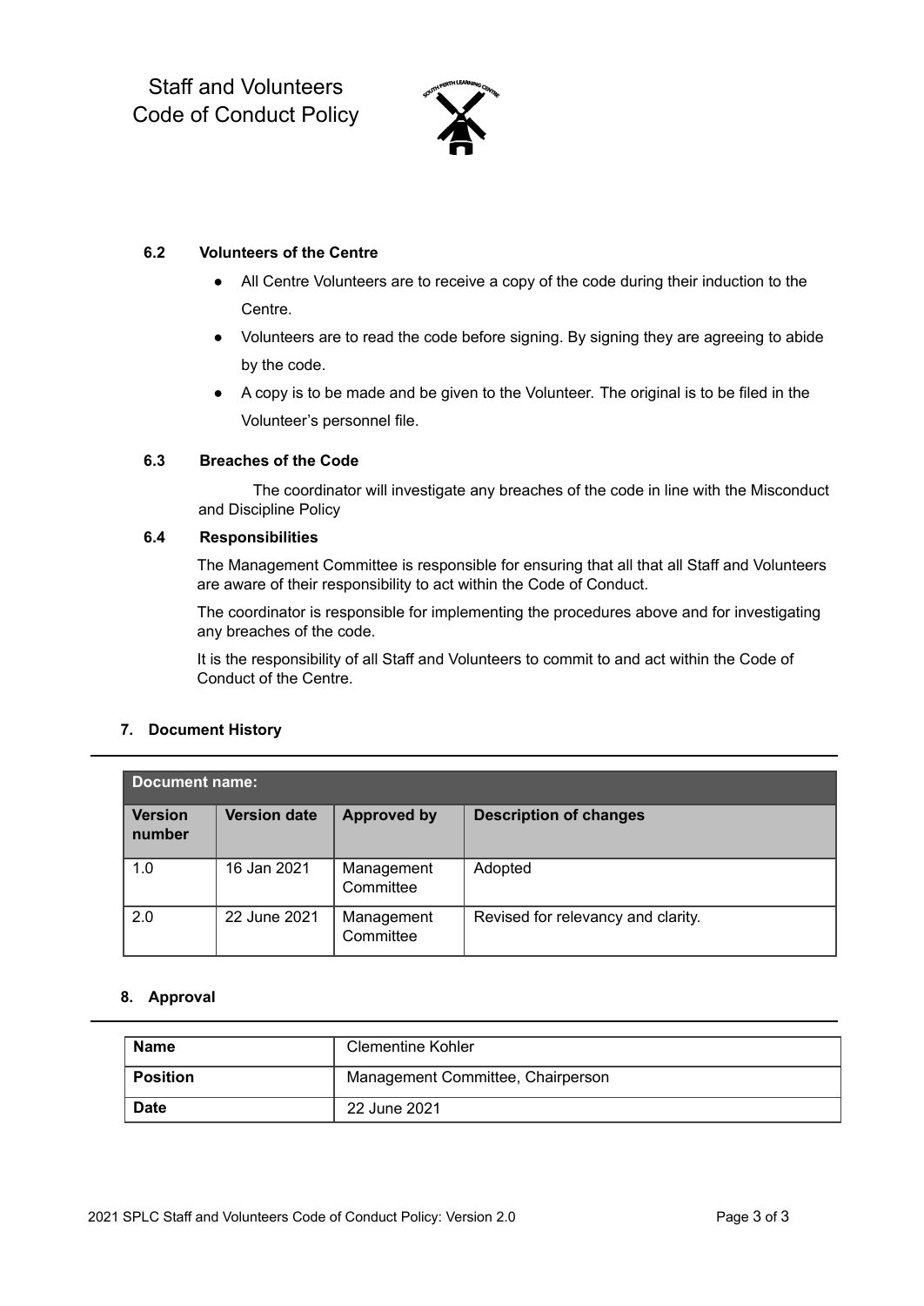### 6.2 Volunteers of the Centre

- All Centre Volunteers are to receive a copy of the code during their induction to the Centre.
- Volunteers are to read the code before signing. By signing they are agreeing to abide by the code.
- A copy is to be made and be given to the Volunteer. The original is to be filed in the Volunteer's personnel file.

### 6.3 Breaches of the Code

The coordinator will investigate any breaches of the code in line with the Misconduct and Discipline Policy

### 6.4 Responsibilities

The Management Committee is responsible for ensuring that all that all Staff and Volunteers are aware of their responsibility to act within the Code of Conduct.

The coordinator is responsible for implementing the procedures above and for investigating any breaches of the code.

It is the responsibility of all Staff and Volunteers to commit to and act within the Code of Conduct of the Centre.

## 7. Document History

| Document name: | | | |
|---|---|---|---|
| **Version number** | **Version date** | **Approved by** | **Description of changes** |
| 1.0 | 16 Jan 2021 | Management Committee | Adopted |
| 2.0 | 22 June 2021 | Management Committee | Revised for relevancy and clarity. |

## 8. Approval

| | |
|---|---|
| **Name** | Clementine Kohler |
| **Position** | Management Committee, Chairperson |
| **Date** | 22 June 2021 |